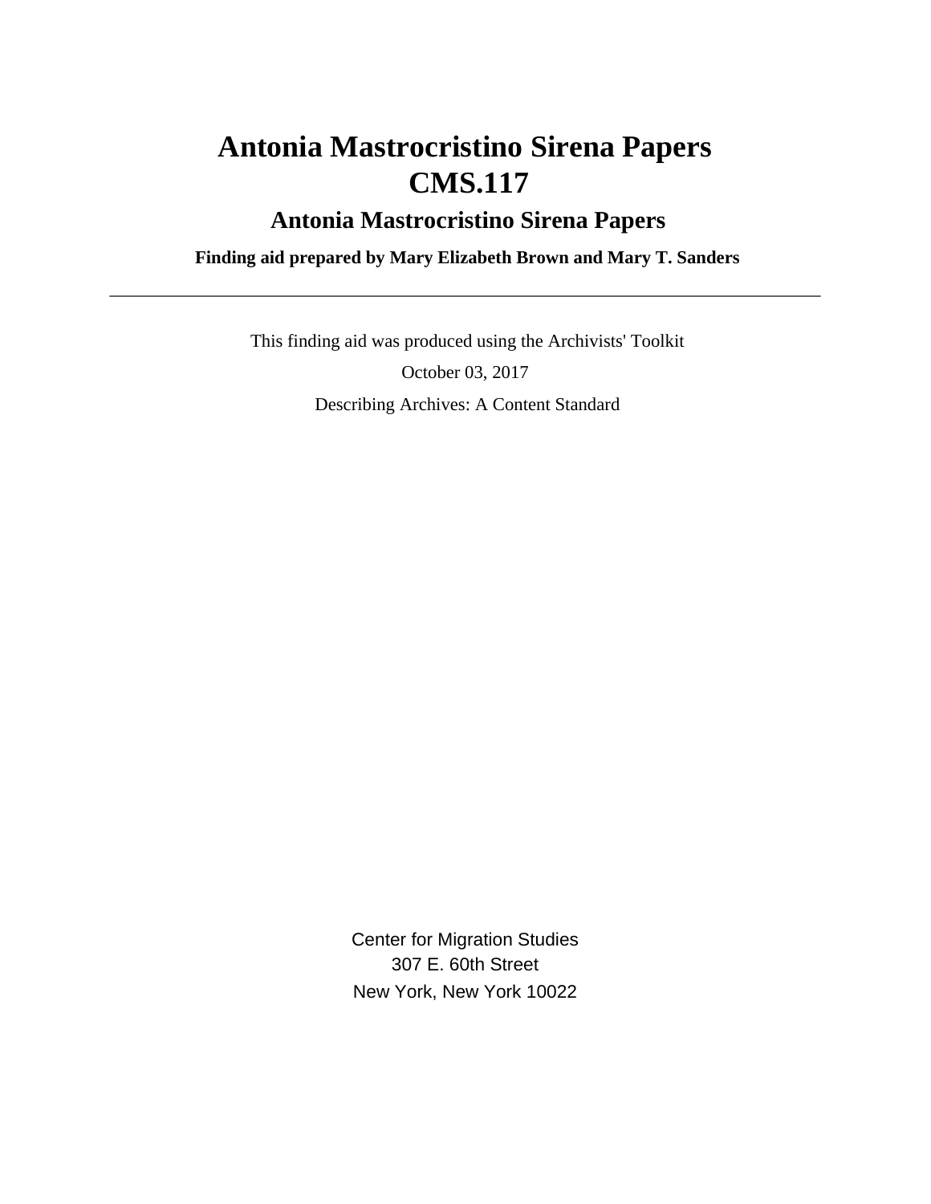# Antonia Mastrocristino Sirena Papers
# CMS.117

## Antonia Mastrocristino Sirena Papers

**Finding aid prepared by Mary Elizabeth Brown and Mary T. Sanders**

---

This finding aid was produced using the Archivists' Toolkit

October 03, 2017

Describing Archives: A Content Standard

Center for Migration Studies
307 E. 60th Street
New York, New York 10022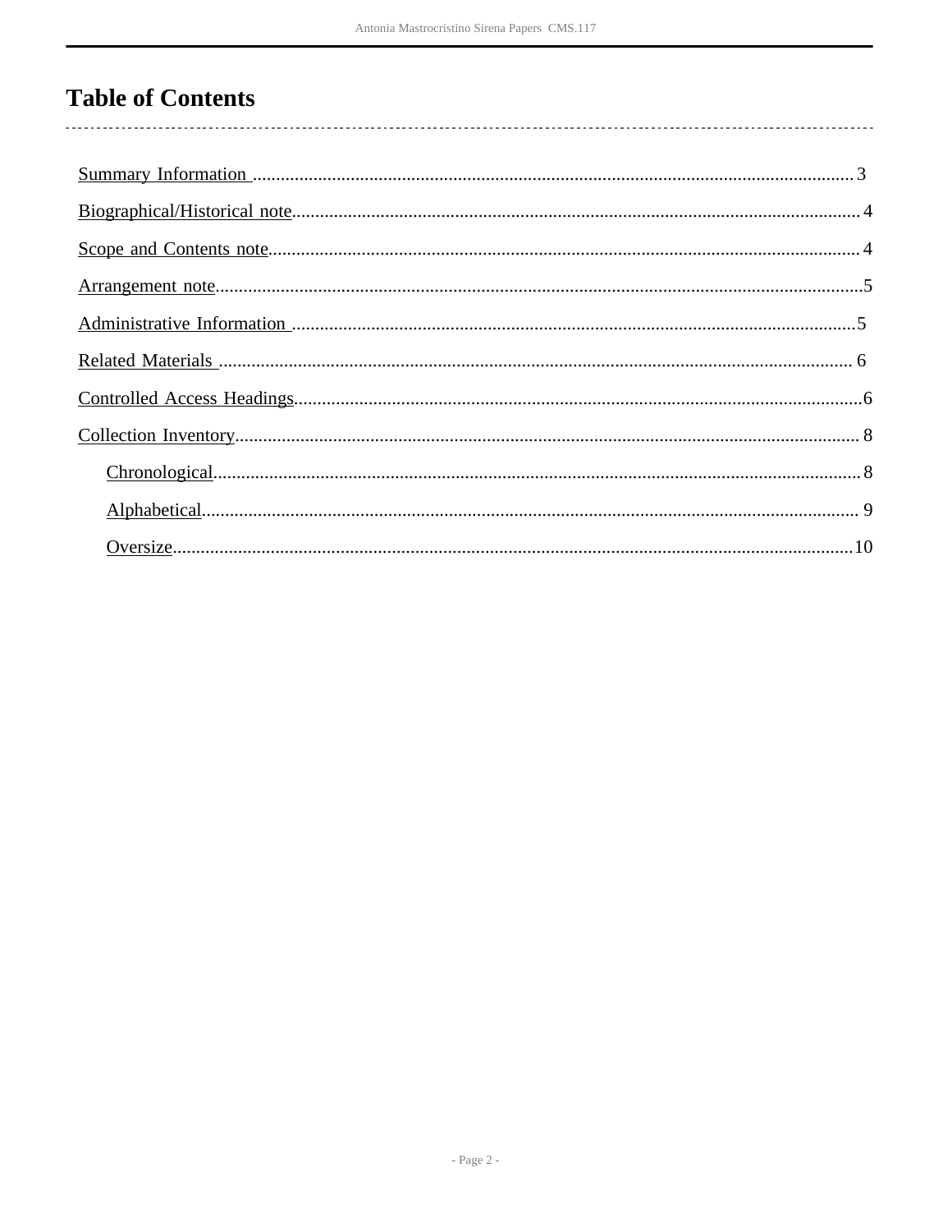# Table of Contents

- Summary Information ........................................ 3
- Biographical/Historical note ........................................ 4
- Scope and Contents note ........................................ 4
- Arrangement note ........................................ 5
- Administrative Information ........................................ 5
- Related Materials ........................................ 6
- Controlled Access Headings ........................................ 6
- Collection Inventory ........................................ 8
    - Chronological ........................................ 8
    - Alphabetical ........................................ 9
    - Oversize ........................................ 10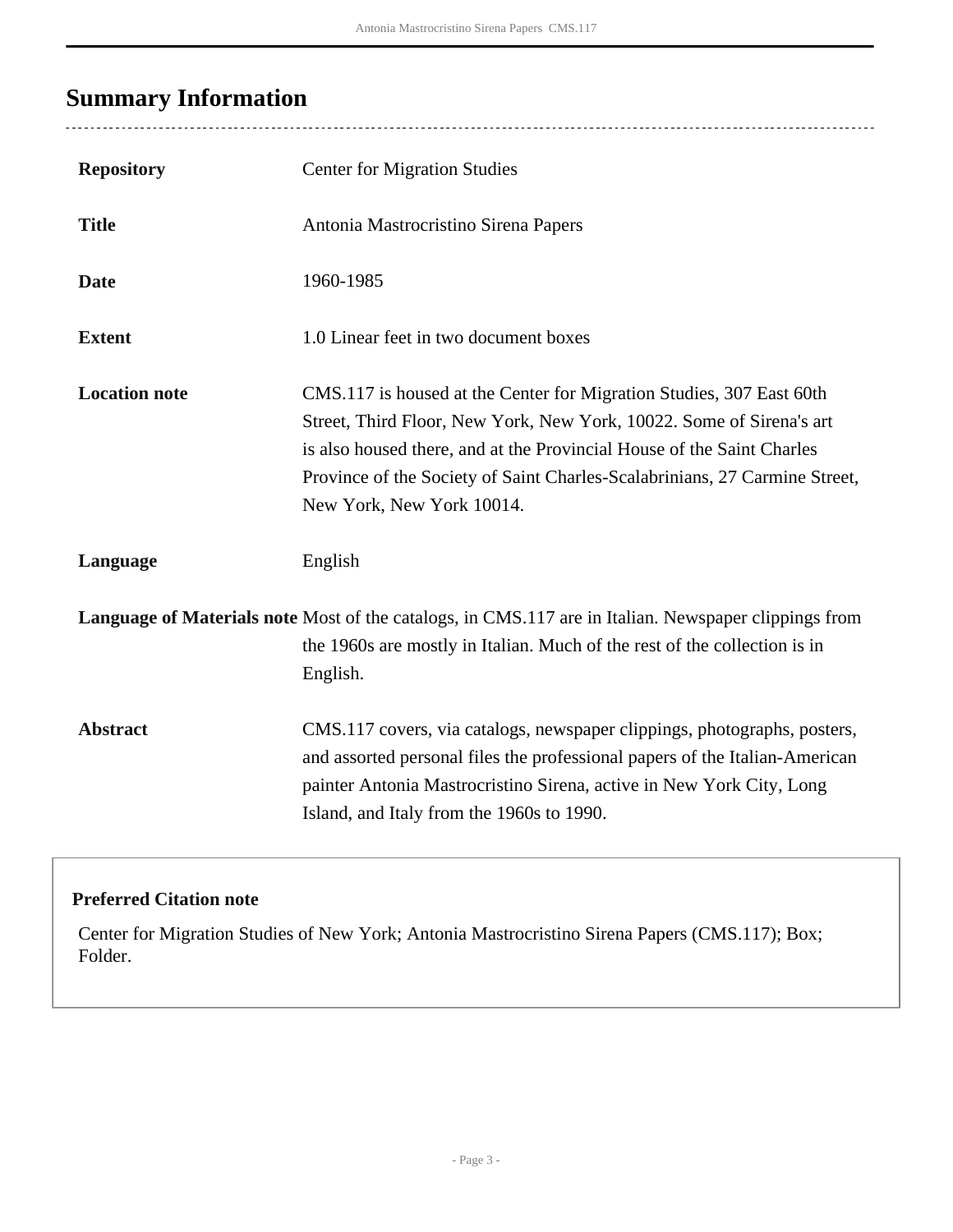## Summary Information

| | |
|---|---|
| **Repository** | Center for Migration Studies |
| **Title** | Antonia Mastrocristino Sirena Papers |
| **Date** | 1960-1985 |
| **Extent** | 1.0 Linear feet in two document boxes |
| **Location note** | CMS.117 is housed at the Center for Migration Studies, 307 East 60th Street, Third Floor, New York, New York, 10022. Some of Sirena's art is also housed there, and at the Provincial House of the Saint Charles Province of the Society of Saint Charles-Scalabrinians, 27 Carmine Street, New York, New York 10014. |
| **Language** | English |
| **Language of Materials note** | Most of the catalogs, in CMS.117 are in Italian. Newspaper clippings from the 1960s are mostly in Italian. Much of the rest of the collection is in English. |
| **Abstract** | CMS.117 covers, via catalogs, newspaper clippings, photographs, posters, and assorted personal files the professional papers of the Italian-American painter Antonia Mastrocristino Sirena, active in New York City, Long Island, and Italy from the 1960s to 1990. |

**Preferred Citation note**

Center for Migration Studies of New York; Antonia Mastrocristino Sirena Papers (CMS.117); Box; Folder.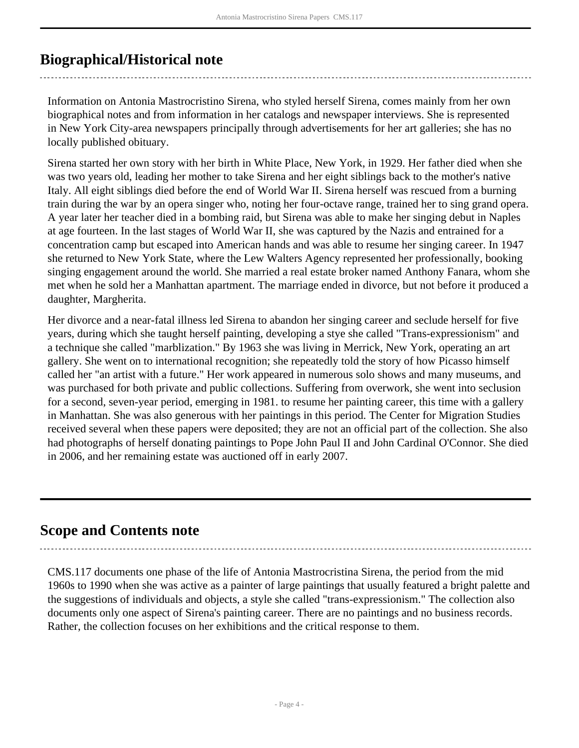## Biographical/Historical note

Information on Antonia Mastrocristino Sirena, who styled herself Sirena, comes mainly from her own biographical notes and from information in her catalogs and newspaper interviews. She is represented in New York City-area newspapers principally through advertisements for her art galleries; she has no locally published obituary.

Sirena started her own story with her birth in White Place, New York, in 1929. Her father died when she was two years old, leading her mother to take Sirena and her eight siblings back to the mother's native Italy. All eight siblings died before the end of World War II. Sirena herself was rescued from a burning train during the war by an opera singer who, noting her four-octave range, trained her to sing grand opera. A year later her teacher died in a bombing raid, but Sirena was able to make her singing debut in Naples at age fourteen. In the last stages of World War II, she was captured by the Nazis and entrained for a concentration camp but escaped into American hands and was able to resume her singing career. In 1947 she returned to New York State, where the Lew Walters Agency represented her professionally, booking singing engagement around the world. She married a real estate broker named Anthony Fanara, whom she met when he sold her a Manhattan apartment. The marriage ended in divorce, but not before it produced a daughter, Margherita.

Her divorce and a near-fatal illness led Sirena to abandon her singing career and seclude herself for five years, during which she taught herself painting, developing a stye she called "Trans-expressionism" and a technique she called "marblization." By 1963 she was living in Merrick, New York, operating an art gallery. She went on to international recognition; she repeatedly told the story of how Picasso himself called her "an artist with a future." Her work appeared in numerous solo shows and many museums, and was purchased for both private and public collections. Suffering from overwork, she went into seclusion for a second, seven-year period, emerging in 1981. to resume her painting career, this time with a gallery in Manhattan. She was also generous with her paintings in this period. The Center for Migration Studies received several when these papers were deposited; they are not an official part of the collection. She also had photographs of herself donating paintings to Pope John Paul II and John Cardinal O'Connor. She died in 2006, and her remaining estate was auctioned off in early 2007.

## Scope and Contents note

CMS.117 documents one phase of the life of Antonia Mastrocristina Sirena, the period from the mid 1960s to 1990 when she was active as a painter of large paintings that usually featured a bright palette and the suggestions of individuals and objects, a style she called "trans-expressionism." The collection also documents only one aspect of Sirena's painting career. There are no paintings and no business records. Rather, the collection focuses on her exhibitions and the critical response to them.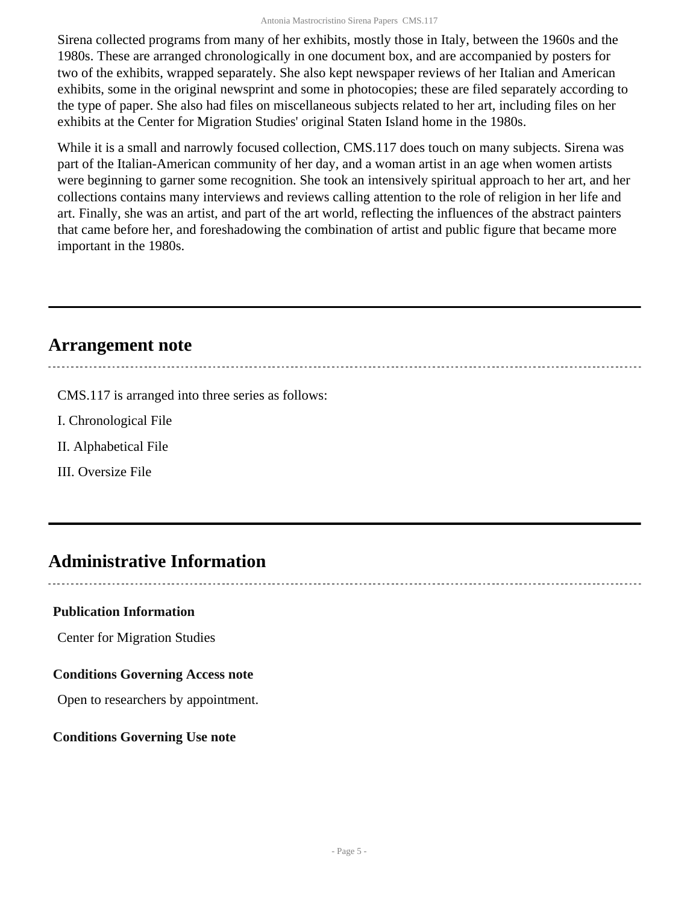Sirena collected programs from many of her exhibits, mostly those in Italy, between the 1960s and the 1980s. These are arranged chronologically in one document box, and are accompanied by posters for two of the exhibits, wrapped separately. She also kept newspaper reviews of her Italian and American exhibits, some in the original newsprint and some in photocopies; these are filed separately according to the type of paper. She also had files on miscellaneous subjects related to her art, including files on her exhibits at the Center for Migration Studies' original Staten Island home in the 1980s.

While it is a small and narrowly focused collection, CMS.117 does touch on many subjects. Sirena was part of the Italian-American community of her day, and a woman artist in an age when women artists were beginning to garner some recognition. She took an intensively spiritual approach to her art, and her collections contains many interviews and reviews calling attention to the role of religion in her life and art. Finally, she was an artist, and part of the art world, reflecting the influences of the abstract painters that came before her, and foreshadowing the combination of artist and public figure that became more important in the 1980s.

## Arrangement note

CMS.117 is arranged into three series as follows:

I. Chronological File

II. Alphabetical File

III. Oversize File

## Administrative Information

### Publication Information

Center for Migration Studies

### Conditions Governing Access note

Open to researchers by appointment.

### Conditions Governing Use note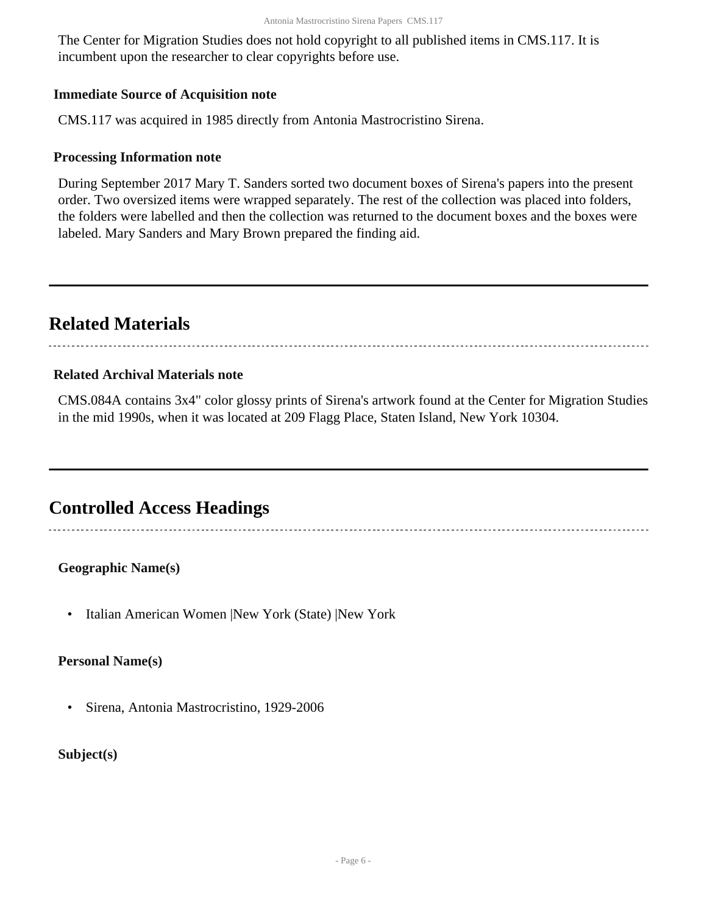The Center for Migration Studies does not hold copyright to all published items in CMS.117. It is incumbent upon the researcher to clear copyrights before use.

### Immediate Source of Acquisition note

CMS.117 was acquired in 1985 directly from Antonia Mastrocristino Sirena.

### Processing Information note

During September 2017 Mary T. Sanders sorted two document boxes of Sirena's papers into the present order. Two oversized items were wrapped separately. The rest of the collection was placed into folders, the folders were labelled and then the collection was returned to the document boxes and the boxes were labeled. Mary Sanders and Mary Brown prepared the finding aid.

## Related Materials

### Related Archival Materials note

CMS.084A contains 3x4" color glossy prints of Sirena's artwork found at the Center for Migration Studies in the mid 1990s, when it was located at 209 Flagg Place, Staten Island, New York 10304.

## Controlled Access Headings

**Geographic Name(s)**

- Italian American Women |New York (State) |New York

**Personal Name(s)**

- Sirena, Antonia Mastrocristino, 1929-2006

**Subject(s)**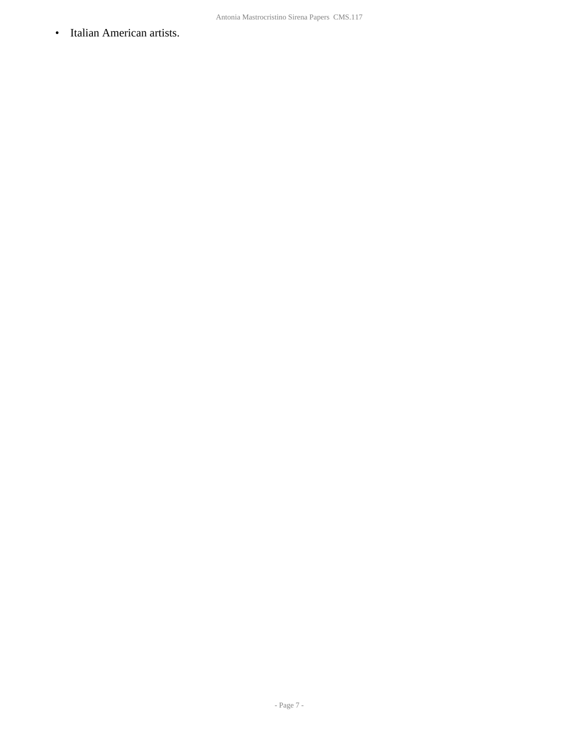- Italian American artists.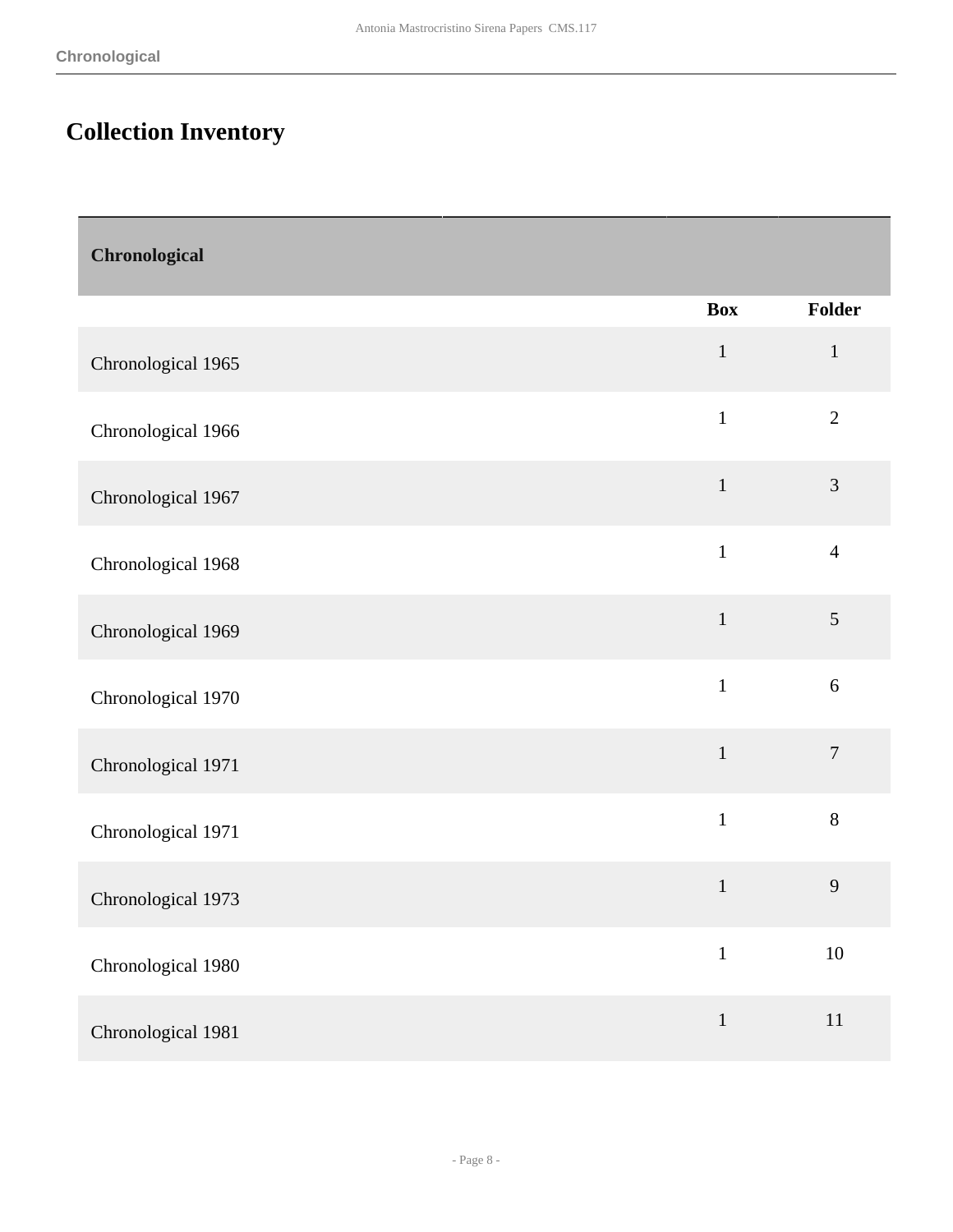# Collection Inventory

| Chronological | Box | Folder |
|---|---|---|
| Chronological 1965 | 1 | 1 |
| Chronological 1966 | 1 | 2 |
| Chronological 1967 | 1 | 3 |
| Chronological 1968 | 1 | 4 |
| Chronological 1969 | 1 | 5 |
| Chronological 1970 | 1 | 6 |
| Chronological 1971 | 1 | 7 |
| Chronological 1971 | 1 | 8 |
| Chronological 1973 | 1 | 9 |
| Chronological 1980 | 1 | 10 |
| Chronological 1981 | 1 | 11 |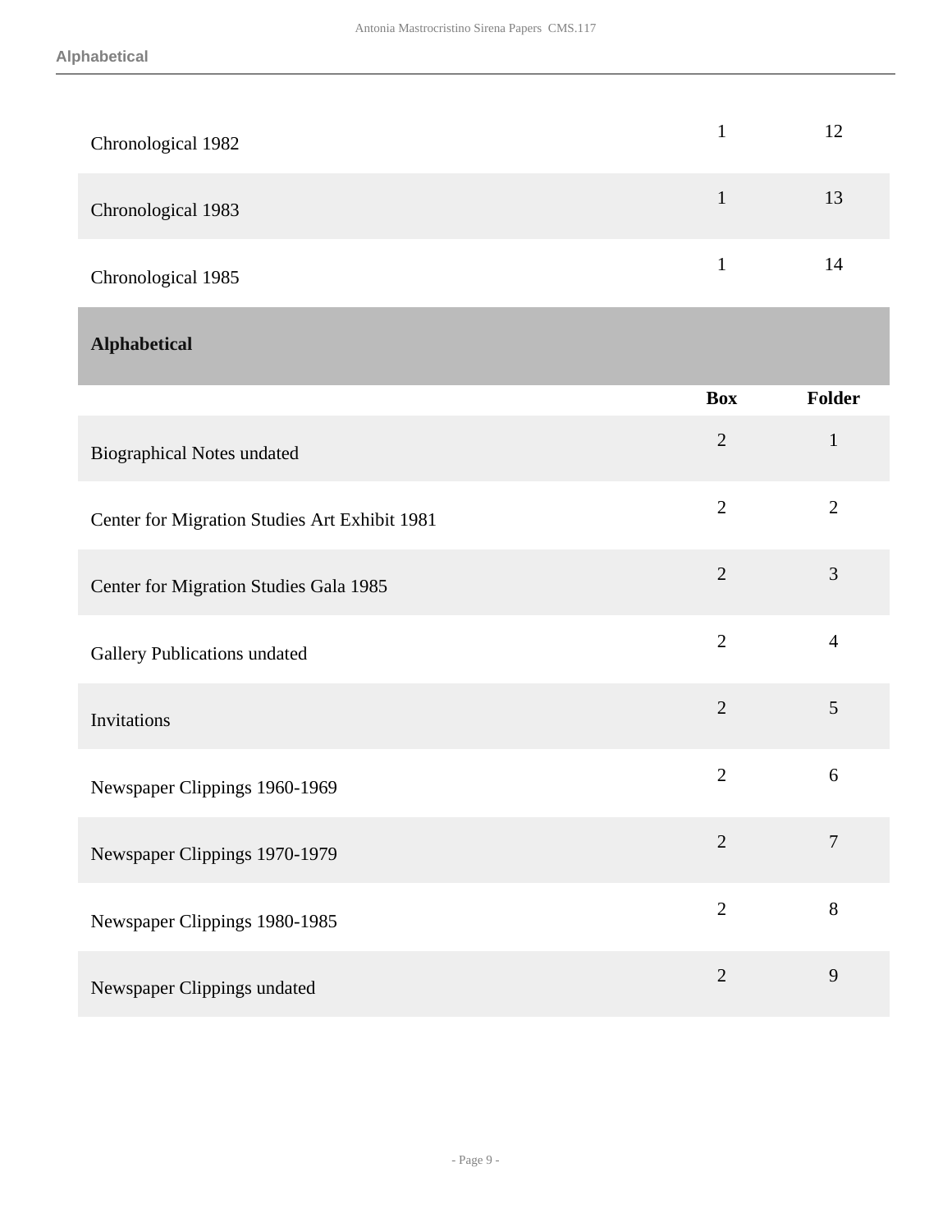| | | |
|---|---|---|
| Chronological 1982 | 1 | 12 |
| Chronological 1983 | 1 | 13 |
| Chronological 1985 | 1 | 14 |

## Alphabetical

| | Box | Folder |
|---|---|---|
| Biographical Notes undated | 2 | 1 |
| Center for Migration Studies Art Exhibit 1981 | 2 | 2 |
| Center for Migration Studies Gala 1985 | 2 | 3 |
| Gallery Publications undated | 2 | 4 |
| Invitations | 2 | 5 |
| Newspaper Clippings 1960-1969 | 2 | 6 |
| Newspaper Clippings 1970-1979 | 2 | 7 |
| Newspaper Clippings 1980-1985 | 2 | 8 |
| Newspaper Clippings undated | 2 | 9 |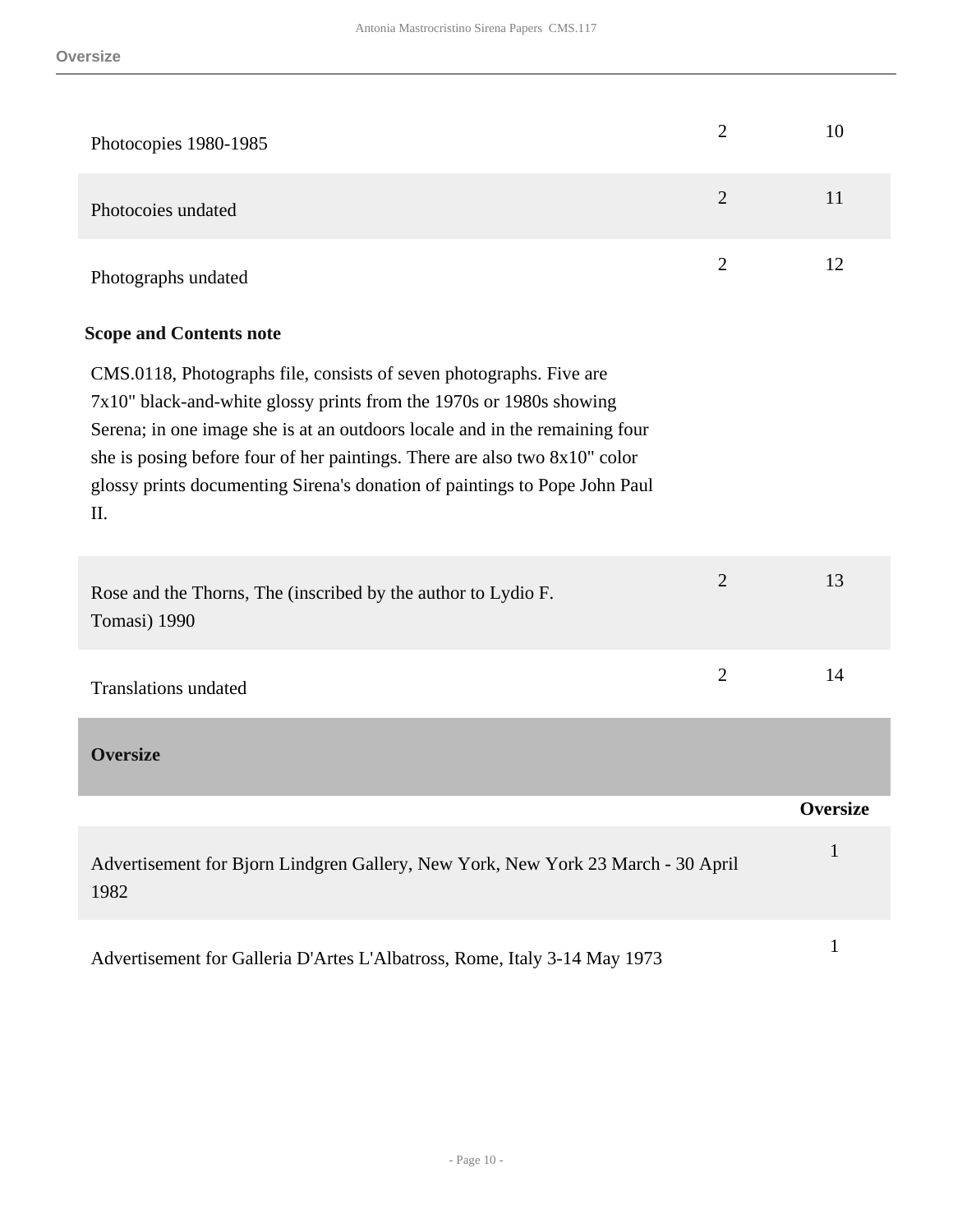| | | |
|---|---|---|
| Photocopies 1980-1985 | 2 | 10 |
| Photocoies undated | 2 | 11 |
| Photographs undated | 2 | 12 |

**Scope and Contents note**

CMS.0118, Photographs file, consists of seven photographs. Five are 7x10" black-and-white glossy prints from the 1970s or 1980s showing Serena; in one image she is at an outdoors locale and in the remaining four she is posing before four of her paintings. There are also two 8x10" color glossy prints documenting Sirena's donation of paintings to Pope John Paul II.

| | | |
|---|---|---|
| Rose and the Thorns, The (inscribed by the author to Lydio F. Tomasi) 1990 | 2 | 13 |
| Translations undated | 2 | 14 |

## Oversize

| | Oversize |
|---|---|
| Advertisement for Bjorn Lindgren Gallery, New York, New York 23 March - 30 April 1982 | 1 |
| Advertisement for Galleria D'Artes L'Albatross, Rome, Italy 3-14 May 1973 | 1 |